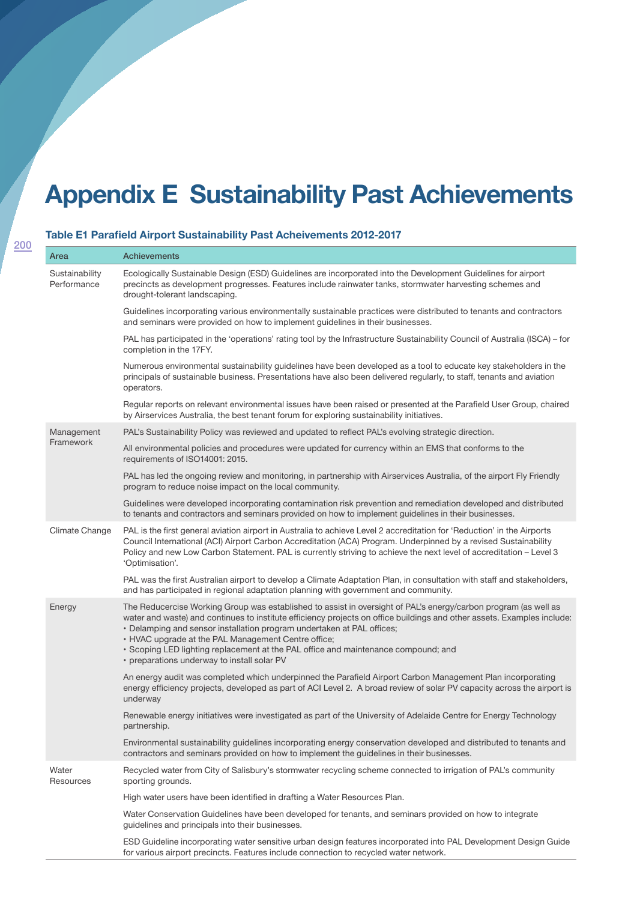# Appendix E Sustainability Past Achievements

### Table E1 Parafield Airport Sustainability Past Acheivements 2012-2017

| Area | Achievements |
|---|---|
| Sustainability Performance | Ecologically Sustainable Design (ESD) Guidelines are incorporated into the Development Guidelines for airport precincts as development progresses. Features include rainwater tanks, stormwater harvesting schemes and drought-tolerant landscaping. |
| | Guidelines incorporating various environmentally sustainable practices were distributed to tenants and contractors and seminars were provided on how to implement guidelines in their businesses. |
| | PAL has participated in the 'operations' rating tool by the Infrastructure Sustainability Council of Australia (ISCA) – for completion in the 17FY. |
| | Numerous environmental sustainability guidelines have been developed as a tool to educate key stakeholders in the principals of sustainable business. Presentations have also been delivered regularly, to staff, tenants and aviation operators. |
| | Regular reports on relevant environmental issues have been raised or presented at the Parafield User Group, chaired by Airservices Australia, the best tenant forum for exploring sustainability initiatives. |
| Management Framework | PAL's Sustainability Policy was reviewed and updated to reflect PAL's evolving strategic direction. |
| | All environmental policies and procedures were updated for currency within an EMS that conforms to the requirements of ISO14001: 2015. |
| | PAL has led the ongoing review and monitoring, in partnership with Airservices Australia, of the airport Fly Friendly program to reduce noise impact on the local community. |
| | Guidelines were developed incorporating contamination risk prevention and remediation developed and distributed to tenants and contractors and seminars provided on how to implement guidelines in their businesses. |
| Climate Change | PAL is the first general aviation airport in Australia to achieve Level 2 accreditation for 'Reduction' in the Airports Council International (ACI) Airport Carbon Accreditation (ACA) Program. Underpinned by a revised Sustainability Policy and new Low Carbon Statement. PAL is currently striving to achieve the next level of accreditation – Level 3 'Optimisation'. |
| | PAL was the first Australian airport to develop a Climate Adaptation Plan, in consultation with staff and stakeholders, and has participated in regional adaptation planning with government and community. |
| Energy | The Reducercise Working Group was established to assist in oversight of PAL's energy/carbon program (as well as water and waste) and continues to institute efficiency projects on office buildings and other assets. Examples include:<br>• Delamping and sensor installation program undertaken at PAL offices;<br>• HVAC upgrade at the PAL Management Centre office;<br>• Scoping LED lighting replacement at the PAL office and maintenance compound; and<br>• preparations underway to install solar PV |
| | An energy audit was completed which underpinned the Parafield Airport Carbon Management Plan incorporating energy efficiency projects, developed as part of ACI Level 2. A broad review of solar PV capacity across the airport is underway |
| | Renewable energy initiatives were investigated as part of the University of Adelaide Centre for Energy Technology partnership. |
| | Environmental sustainability guidelines incorporating energy conservation developed and distributed to tenants and contractors and seminars provided on how to implement the guidelines in their businesses. |
| Water Resources | Recycled water from City of Salisbury's stormwater recycling scheme connected to irrigation of PAL's community sporting grounds. |
| | High water users have been identified in drafting a Water Resources Plan. |
| | Water Conservation Guidelines have been developed for tenants, and seminars provided on how to integrate guidelines and principals into their businesses. |
| | ESD Guideline incorporating water sensitive urban design features incorporated into PAL Development Design Guide for various airport precincts. Features include connection to recycled water network. |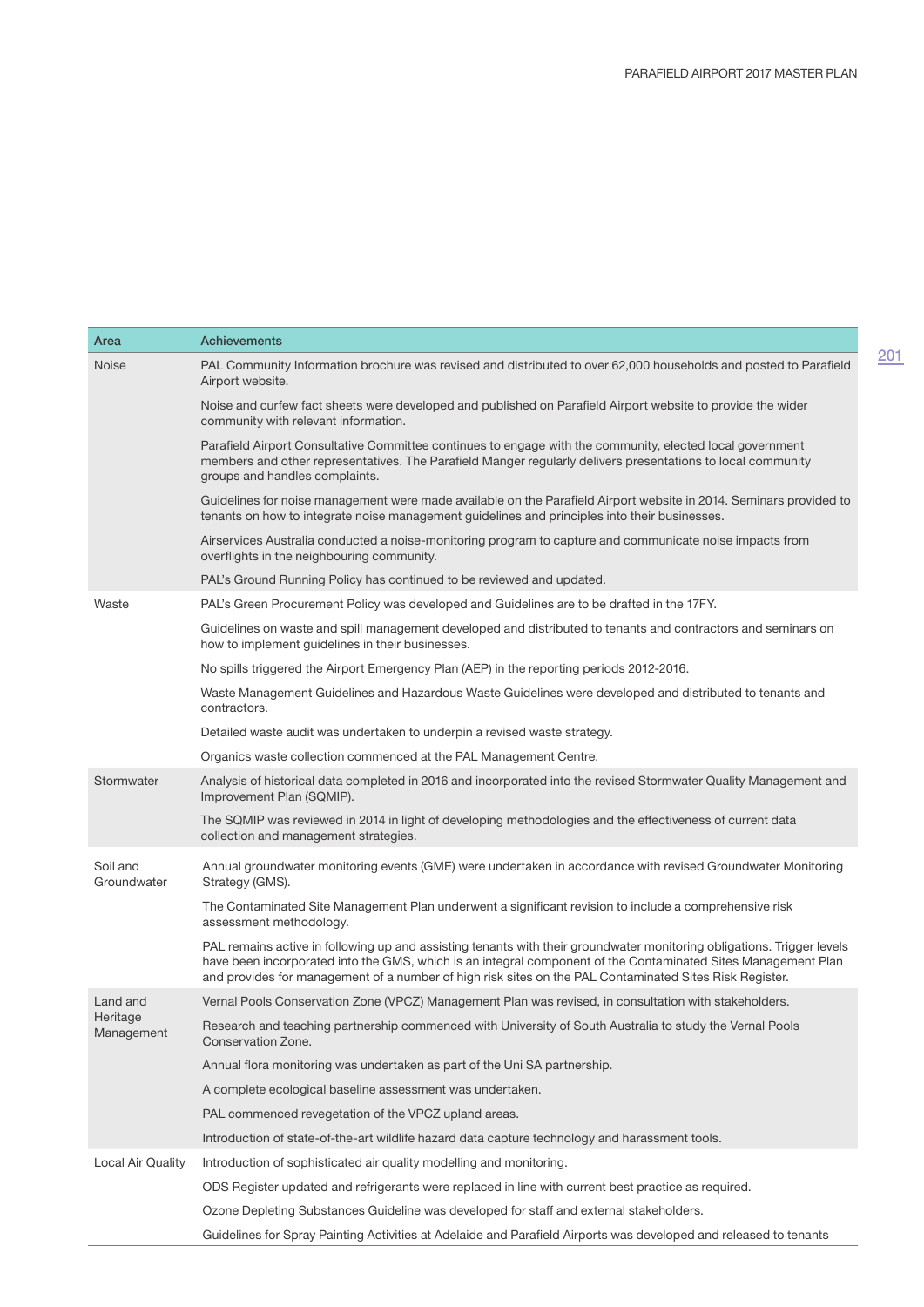| Area | Achievements |
|---|---|
| Noise | PAL Community Information brochure was revised and distributed to over 62,000 households and posted to Parafield Airport website. |
| | Noise and curfew fact sheets were developed and published on Parafield Airport website to provide the wider community with relevant information. |
| | Parafield Airport Consultative Committee continues to engage with the community, elected local government members and other representatives. The Parafield Manger regularly delivers presentations to local community groups and handles complaints. |
| | Guidelines for noise management were made available on the Parafield Airport website in 2014. Seminars provided to tenants on how to integrate noise management guidelines and principles into their businesses. |
| | Airservices Australia conducted a noise-monitoring program to capture and communicate noise impacts from overflights in the neighbouring community. |
| | PAL's Ground Running Policy has continued to be reviewed and updated. |
| Waste | PAL's Green Procurement Policy was developed and Guidelines are to be drafted in the 17FY. |
| | Guidelines on waste and spill management developed and distributed to tenants and contractors and seminars on how to implement guidelines in their businesses. |
| | No spills triggered the Airport Emergency Plan (AEP) in the reporting periods 2012-2016. |
| | Waste Management Guidelines and Hazardous Waste Guidelines were developed and distributed to tenants and contractors. |
| | Detailed waste audit was undertaken to underpin a revised waste strategy. |
| | Organics waste collection commenced at the PAL Management Centre. |
| Stormwater | Analysis of historical data completed in 2016 and incorporated into the revised Stormwater Quality Management and Improvement Plan (SQMIP). |
| | The SQMIP was reviewed in 2014 in light of developing methodologies and the effectiveness of current data collection and management strategies. |
| Soil and Groundwater | Annual groundwater monitoring events (GME) were undertaken in accordance with revised Groundwater Monitoring Strategy (GMS). |
| | The Contaminated Site Management Plan underwent a significant revision to include a comprehensive risk assessment methodology. |
| | PAL remains active in following up and assisting tenants with their groundwater monitoring obligations. Trigger levels have been incorporated into the GMS, which is an integral component of the Contaminated Sites Management Plan and provides for management of a number of high risk sites on the PAL Contaminated Sites Risk Register. |
| Land and Heritage Management | Vernal Pools Conservation Zone (VPCZ) Management Plan was revised, in consultation with stakeholders. |
| | Research and teaching partnership commenced with University of South Australia to study the Vernal Pools Conservation Zone. |
| | Annual flora monitoring was undertaken as part of the Uni SA partnership. |
| | A complete ecological baseline assessment was undertaken. |
| | PAL commenced revegetation of the VPCZ upland areas. |
| | Introduction of state-of-the-art wildlife hazard data capture technology and harassment tools. |
| Local Air Quality | Introduction of sophisticated air quality modelling and monitoring. |
| | ODS Register updated and refrigerants were replaced in line with current best practice as required. |
| | Ozone Depleting Substances Guideline was developed for staff and external stakeholders. |
| | Guidelines for Spray Painting Activities at Adelaide and Parafield Airports was developed and released to tenants |